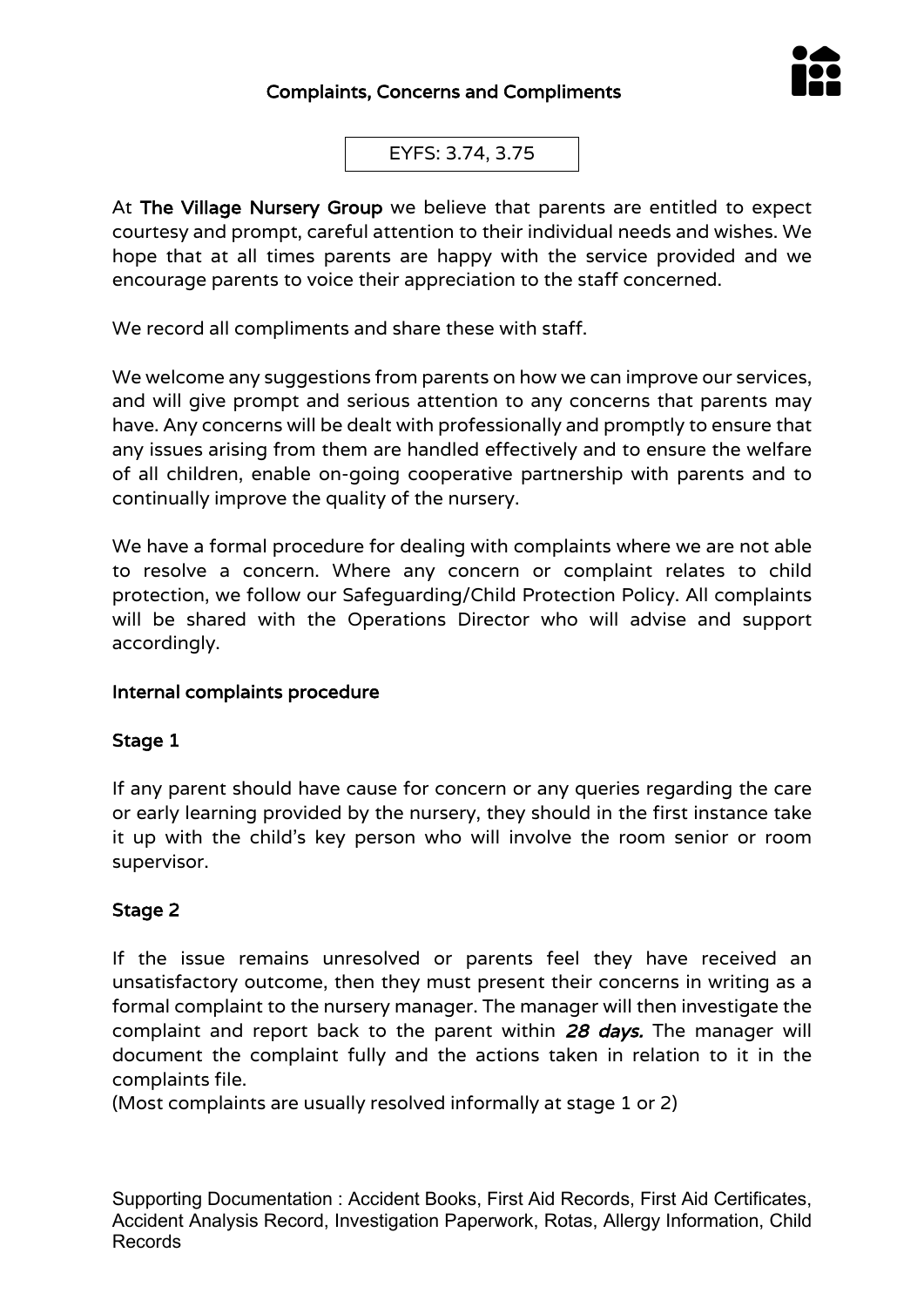# Complaints, Concerns and Compliments

EYFS: 3.74, 3.75

At **The Village Nursery Group** we believe that parents are entitled to expect courtesy and prompt, careful attention to their individual needs and wishes. We hope that at all times parents are happy with the service provided and we encourage parents to voice their appreciation to the staff concerned.

We record all compliments and share these with staff.

We welcome any suggestions from parents on how we can improve our services, and will give prompt and serious attention to any concerns that parents may have. Any concerns will be dealt with professionally and promptly to ensure that any issues arising from them are handled effectively and to ensure the welfare of all children, enable on-going cooperative partnership with parents and to continually improve the quality of the nursery.

We have a formal procedure for dealing with complaints where we are not able to resolve a concern. Where any concern or complaint relates to child protection, we follow our Safeguarding/Child Protection Policy. All complaints will be shared with the Operations Director who will advise and support accordingly.

## Internal complaints procedure

### Stage 1

If any parent should have cause for concern or any queries regarding the care or early learning provided by the nursery, they should in the first instance take it up with the child's key person who will involve the room senior or room supervisor.

### Stage 2

If the issue remains unresolved or parents feel they have received an unsatisfactory outcome, then they must present their concerns in writing as a formal complaint to the nursery manager. The manager will then investigate the complaint and report back to the parent within ***28 days.*** The manager will document the complaint fully and the actions taken in relation to it in the complaints file.

(Most complaints are usually resolved informally at stage 1 or 2)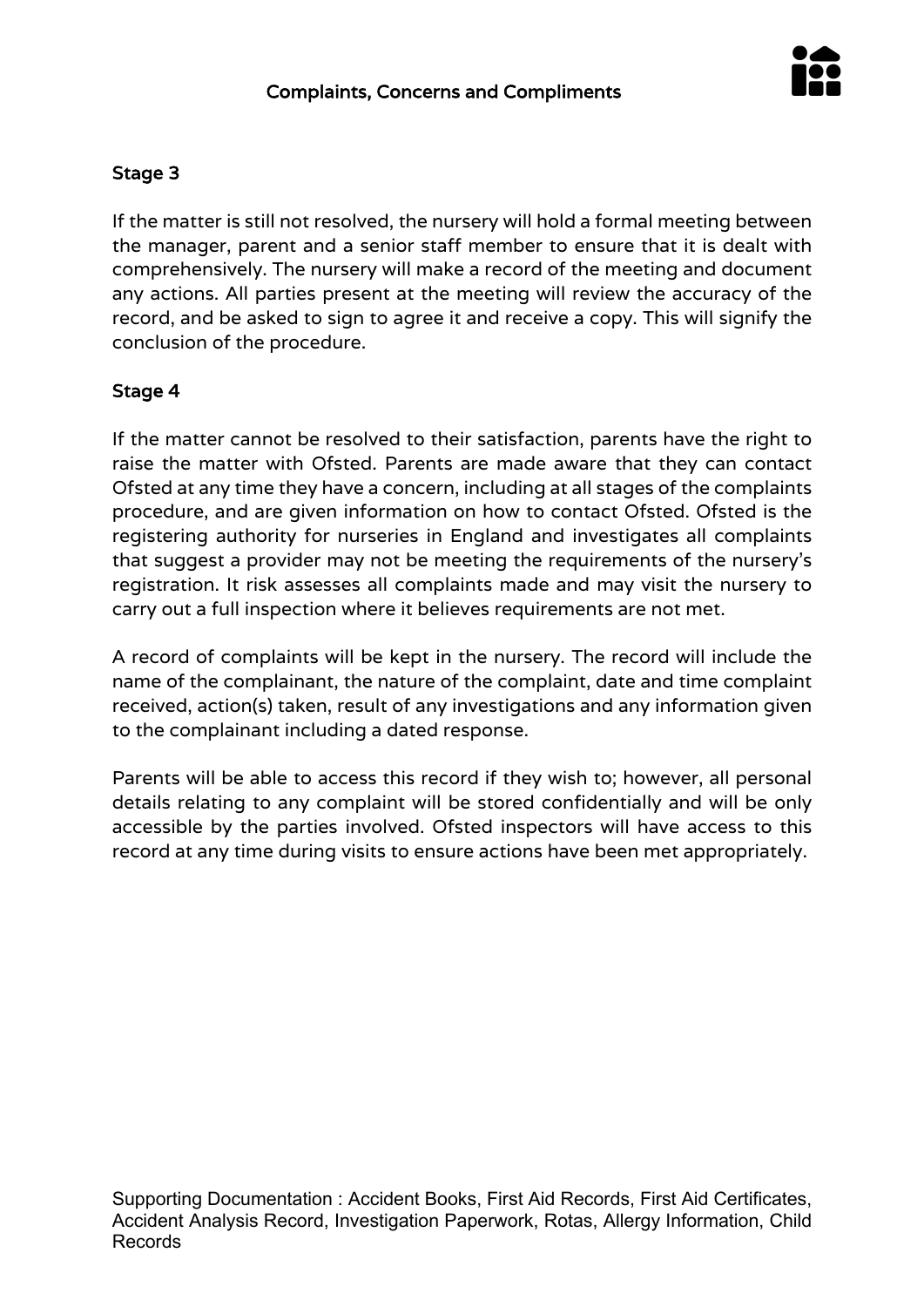### Stage 3

If the matter is still not resolved, the nursery will hold a formal meeting between the manager, parent and a senior staff member to ensure that it is dealt with comprehensively. The nursery will make a record of the meeting and document any actions. All parties present at the meeting will review the accuracy of the record, and be asked to sign to agree it and receive a copy. This will signify the conclusion of the procedure.

### Stage 4

If the matter cannot be resolved to their satisfaction, parents have the right to raise the matter with Ofsted. Parents are made aware that they can contact Ofsted at any time they have a concern, including at all stages of the complaints procedure, and are given information on how to contact Ofsted. Ofsted is the registering authority for nurseries in England and investigates all complaints that suggest a provider may not be meeting the requirements of the nursery's registration. It risk assesses all complaints made and may visit the nursery to carry out a full inspection where it believes requirements are not met.

A record of complaints will be kept in the nursery. The record will include the name of the complainant, the nature of the complaint, date and time complaint received, action(s) taken, result of any investigations and any information given to the complainant including a dated response.

Parents will be able to access this record if they wish to; however, all personal details relating to any complaint will be stored confidentially and will be only accessible by the parties involved. Ofsted inspectors will have access to this record at any time during visits to ensure actions have been met appropriately.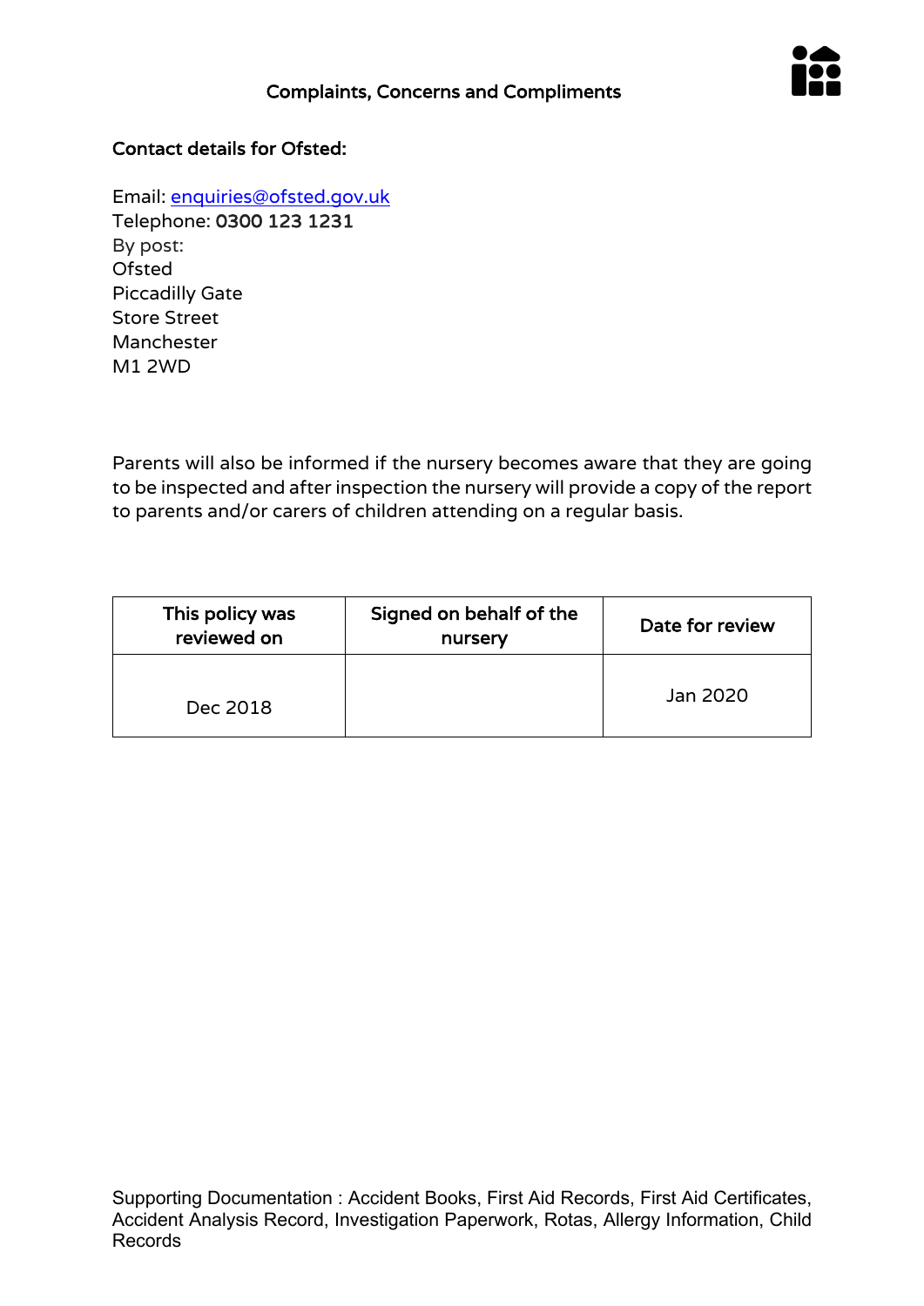**Contact details for Ofsted:**

Email: enquiries@ofsted.gov.uk
Telephone: **0300 123 1231**
By post:
Ofsted
Piccadilly Gate
Store Street
Manchester
M1 2WD

Parents will also be informed if the nursery becomes aware that they are going to be inspected and after inspection the nursery will provide a copy of the report to parents and/or carers of children attending on a regular basis.

| This policy was reviewed on | Signed on behalf of the nursery | Date for review |
|---|---|---|
| Dec 2018 | | Jan 2020 |

Supporting Documentation : Accident Books, First Aid Records, First Aid Certificates, Accident Analysis Record, Investigation Paperwork, Rotas, Allergy Information, Child Records